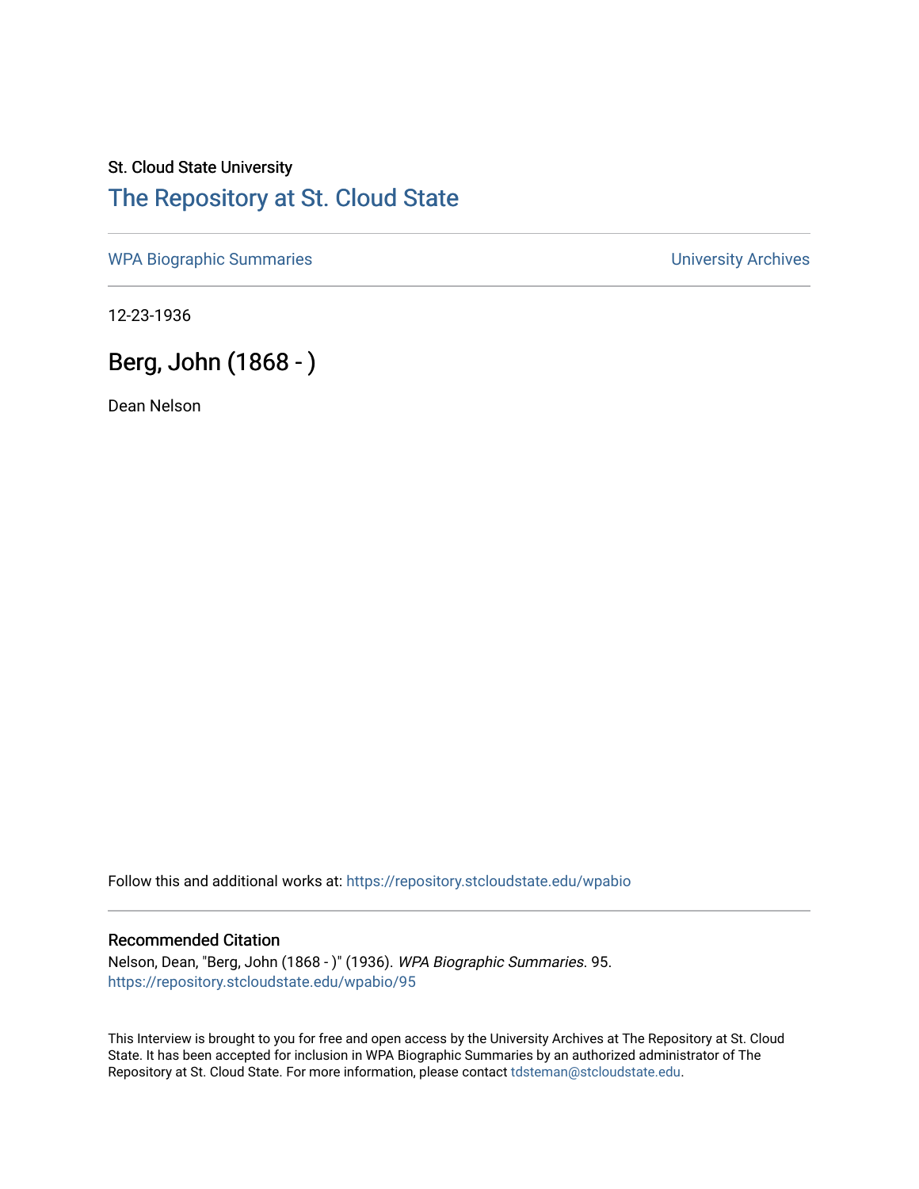St. Cloud State University

# The Repository at St. Cloud State

WPA Biographic Summaries

University Archives

12-23-1936

## Berg, John (1868 - )

Dean Nelson

Follow this and additional works at: https://repository.stcloudstate.edu/wpabio

### Recommended Citation

Nelson, Dean, "Berg, John (1868 - )" (1936). *WPA Biographic Summaries*. 95.
https://repository.stcloudstate.edu/wpabio/95

This Interview is brought to you for free and open access by the University Archives at The Repository at St. Cloud State. It has been accepted for inclusion in WPA Biographic Summaries by an authorized administrator of The Repository at St. Cloud State. For more information, please contact tdsteman@stcloudstate.edu.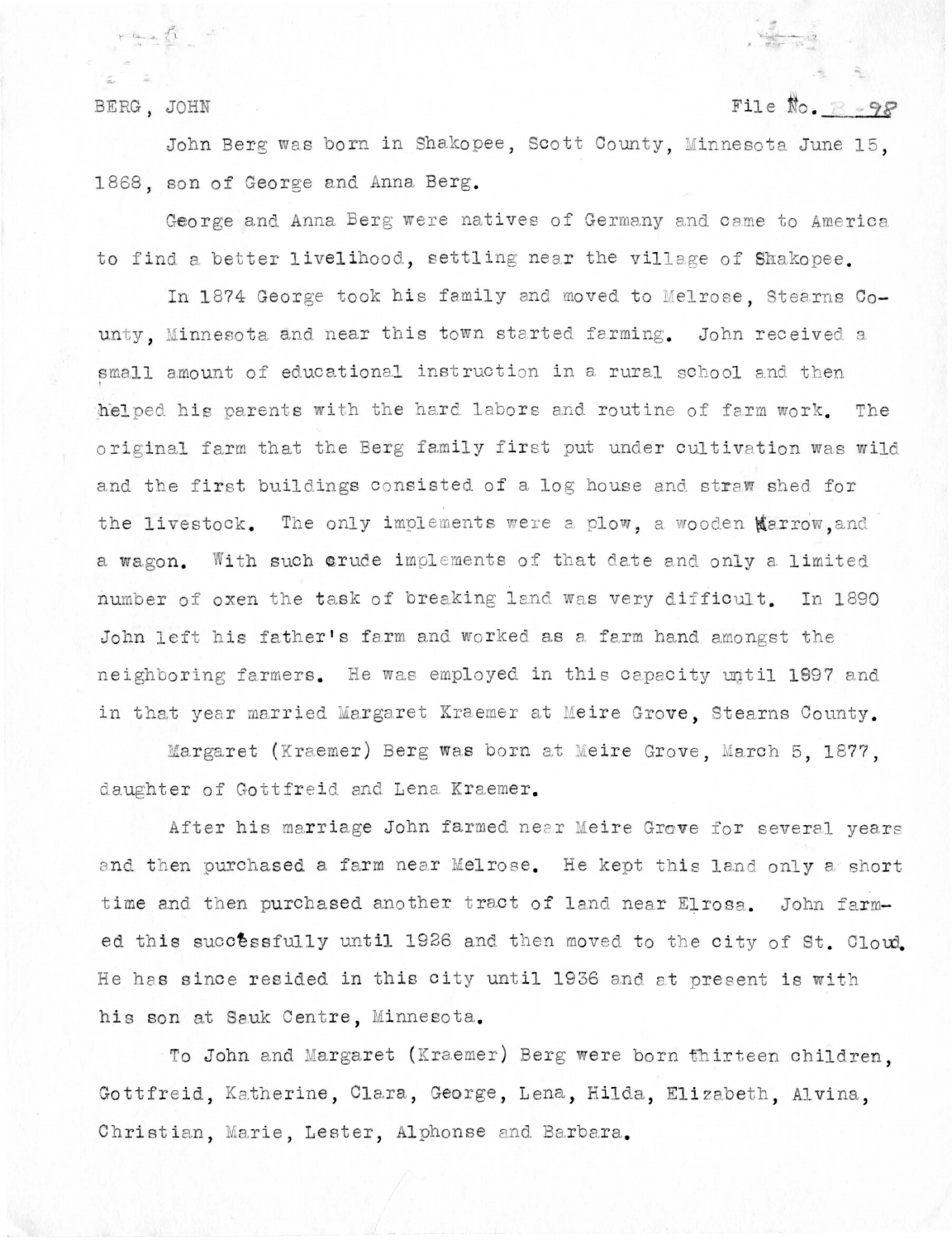BERG, JOHN

File No. B-98

John Berg was born in Shakopee, Scott County, Minnesota June 15, 1868, son of George and Anna Berg.

George and Anna Berg were natives of Germany and came to America to find a better livelihood, settling near the village of Shakopee.

In 1874 George took his family and moved to Melrose, Stearns County, Minnesota and near this town started farming. John received a small amount of educational instruction in a rural school and then helped his parents with the hard labors and routine of farm work. The original farm that the Berg family first put under cultivation was wild and the first buildings consisted of a log house and straw shed for the livestock. The only implements were a plow, a wooden harrow, and a wagon. With such crude implements of that date and only a limited number of oxen the task of breaking land was very difficult. In 1890 John left his father's farm and worked as a farm hand amongst the neighboring farmers. He was employed in this capacity until 1897 and in that year married Margaret Kraemer at Meire Grove, Stearns County.

Margaret (Kraemer) Berg was born at Meire Grove, March 5, 1877, daughter of Gottfreid and Lena Kraemer.

After his marriage John farmed near Meire Grove for several years and then purchased a farm near Melrose. He kept this land only a short time and then purchased another tract of land near Elrosa. John farmed this successfully until 1926 and then moved to the city of St. Cloud. He has since resided in this city until 1936 and at present is with his son at Sauk Centre, Minnesota.

To John and Margaret (Kraemer) Berg were born thirteen children, Gottfreid, Katherine, Clara, George, Lena, Hilda, Elizabeth, Alvina, Christian, Marie, Lester, Alphonse and Barbara.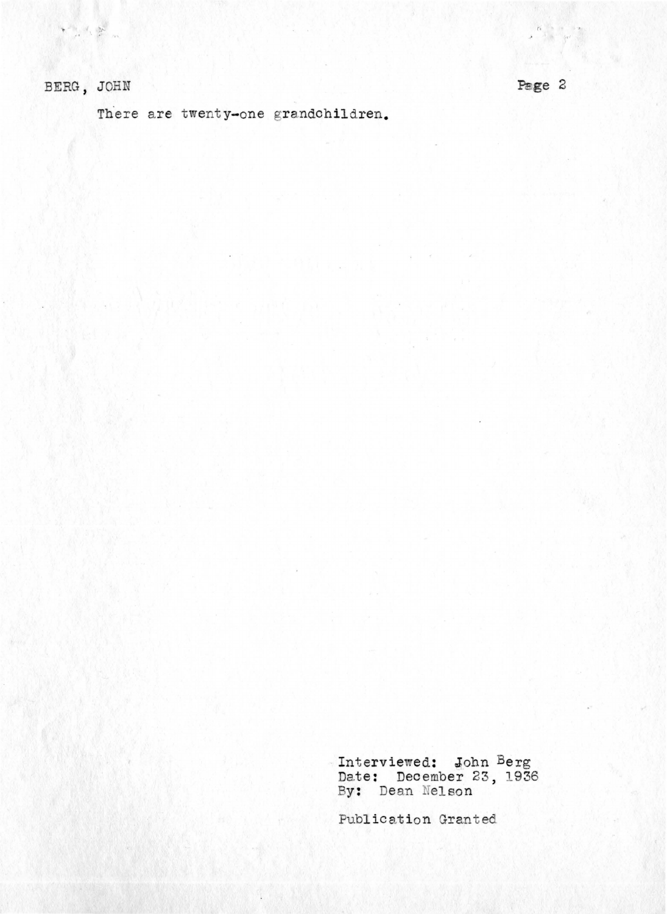There are twenty-one grandchildren.

Interviewed: John Berg
Date: December 23, 1936
By: Dean Nelson

Publication Granted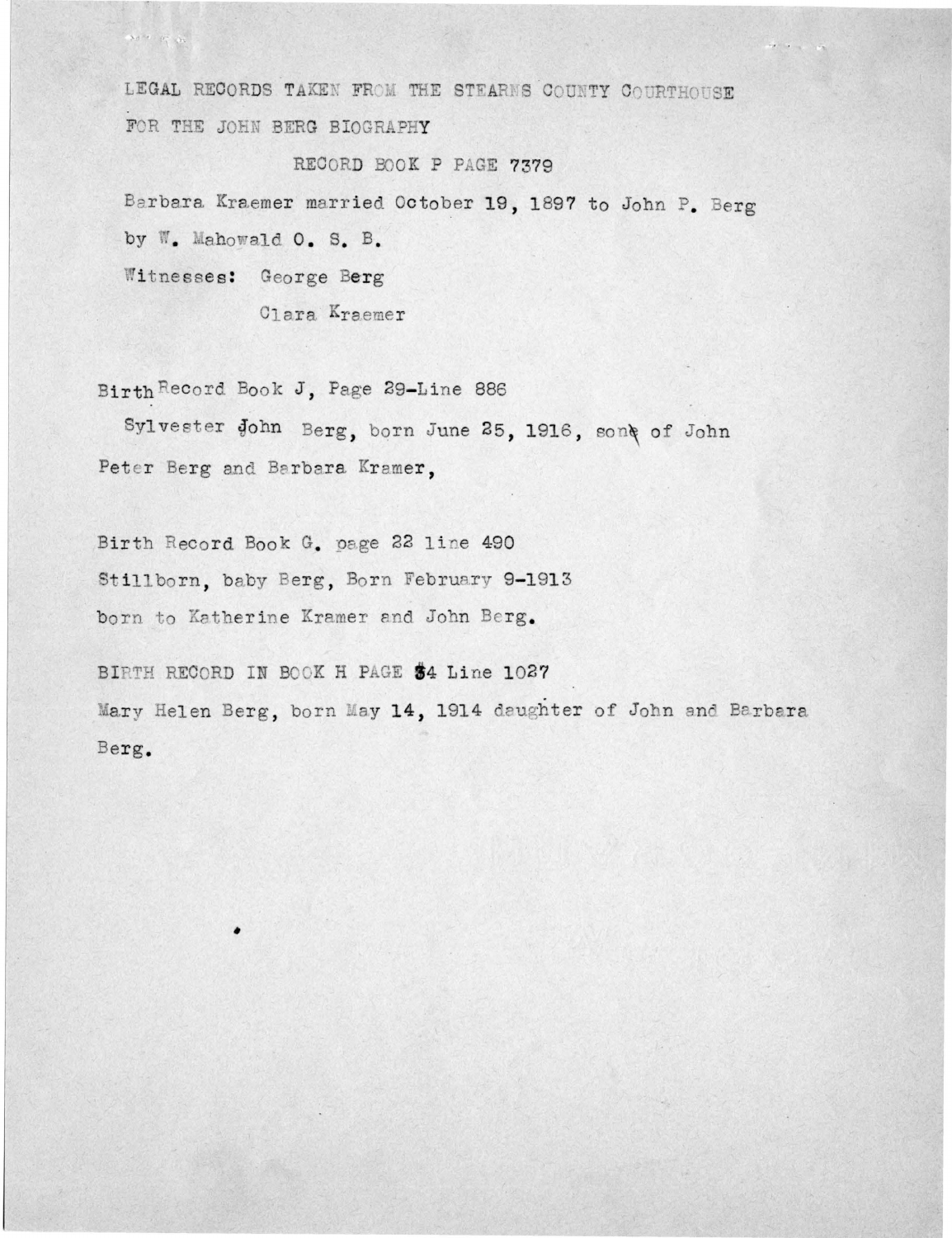LEGAL RECORDS TAKEN FROM THE STEARNS COUNTY COURTHOUSE

FOR THE JOHN BERG BIOGRAPHY

RECORD BOOK P PAGE 7379

Barbara Kraemer married October 19, 1897 to John P. Berg by W. Mahowald O. S. B.

Witnesses: George Berg

Clara Kraemer

Birth Record Book J, Page 29-Line 886

Sylvester John Berg, born June 25, 1916, son of John Peter Berg and Barbara Kramer,

Birth Record Book G. page 22 line 490

Stillborn, baby Berg, Born February 9-1913

born to Katherine Kramer and John Berg.

BIRTH RECORD IN BOOK H PAGE 34 Line 1027

Mary Helen Berg, born May 14, 1914 daughter of John and Barbara Berg.